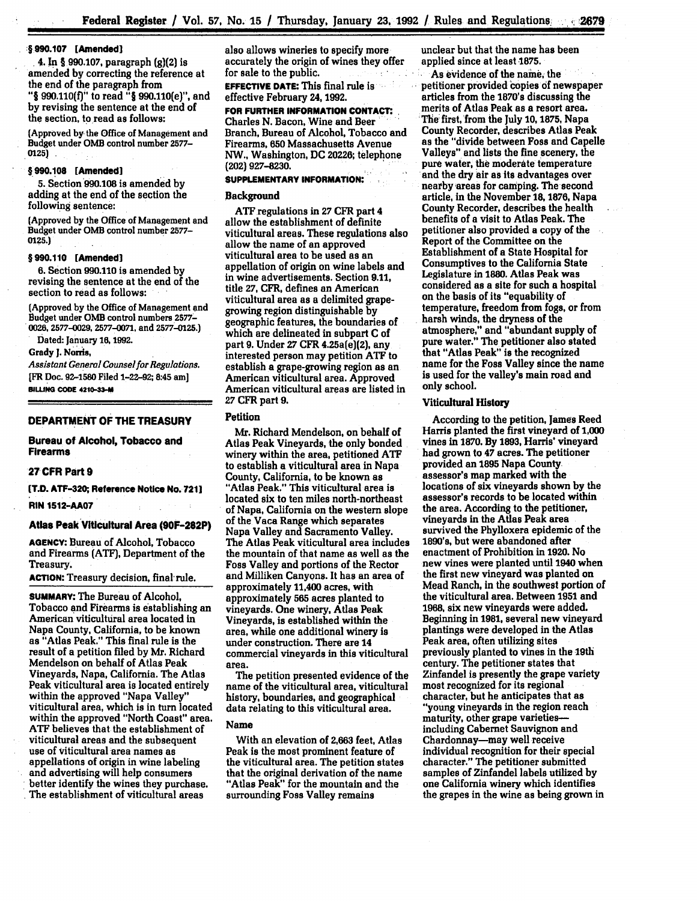### § 990.107 [Amended]

4. In § 990.107, paragraph (g)(2) is amended by correcting the reference at the end of the paragraph from "§ 990.110(f)" to read "§ 990.110(e)", and by revising the sentence at the end of the section, to read as follows:

(Approved by the Office of Management and Budget under OMB control number 2577-0125)

### § 990.108 [Amended]

5. Section 990.108 is amended by adding at the end of the section the following sentence:

(Approved by the Office of Management and Budget under OMB control number 2577-0125.)

### § 990.110 [Amended]

6. Section 990.110 is amended by revising the sentence at the end of the section to read as follows:

(Approved by the Office of Management and Budget under OMB control numbers 2577-0026, 2577-0029, 2577-0071, and 2577-0125.)

Dated: January 16, 1992.

Grady J. Norris,

*Assistant General Counsel for Regulations.*

[FR Doc. 92-1580 Filed 1-22-92; 8:45 am]

BILLING CODE 4210-33-M

## DEPARTMENT OF THE TREASURY

## Bureau of Alcohol, Tobacco and Firearms

### 27 CFR Part 9

[T.D. ATF-320; Reference Notice No. 721]

RIN 1512-AA07

## Atlas Peak Viticultural Area (90F-282P)

**AGENCY:** Bureau of Alcohol, Tobacco and Firearms (ATF), Department of the Treasury.

**ACTION:** Treasury decision, final rule.

**SUMMARY:** The Bureau of Alcohol, Tobacco and Firearms is establishing an American viticultural area located in Napa County, California, to be known as "Atlas Peak." This final rule is the result of a petition filed by Mr. Richard Mendelson on behalf of Atlas Peak Vineyards, Napa, California. The Atlas Peak viticultural area is located entirely within the approved "Napa Valley" viticultural area, which is in turn located within the approved "North Coast" area. ATF believes that the establishment of viticultural areas and the subsequent use of viticultural area names as appellations of origin in wine labeling and advertising will help consumers better identify the wines they purchase. The establishment of viticultural areas also allows wineries to specify more accurately the origin of wines they offer for sale to the public.

**EFFECTIVE DATE:** This final rule is effective February 24, 1992.

**FOR FURTHER INFORMATION CONTACT:** Charles N. Bacon, Wine and Beer Branch, Bureau of Alcohol, Tobacco and Firearms, 650 Massachusetts Avenue NW., Washington, DC 20226; telephone (202) 927-8230.

**SUPPLEMENTARY INFORMATION:**

### Background

ATF regulations in 27 CFR part 4 allow the establishment of definite viticultural areas. These regulations also allow the name of an approved viticultural area to be used as an appellation of origin on wine labels and in wine advertisements. Section 9.11, title 27, CFR, defines an American viticultural area as a delimited grape-growing region distinguishable by geographic features, the boundaries of which are delineated in subpart C of part 9. Under 27 CFR 4.25a(e)(2), any interested person may petition ATF to establish a grape-growing region as an American viticultural area. Approved American viticultural areas are listed in 27 CFR part 9.

### Petition

Mr. Richard Mendelson, on behalf of Atlas Peak Vineyards, the only bonded winery within the area, petitioned ATF to establish a viticultural area in Napa County, California, to be known as "Atlas Peak." This viticultural area is located six to ten miles north-northeast of Napa, California on the western slope of the Vaca Range which separates Napa Valley and Sacramento Valley. The Atlas Peak viticultural area includes the mountain of that name as well as the Foss Valley and portions of the Rector and Milliken Canyons. It has an area of approximately 11,400 acres, with approximately 565 acres planted to vineyards. One winery, Atlas Peak Vineyards, is established within the area, while one additional winery is under construction. There are 14 commercial vineyards in this viticultural area.

The petition presented evidence of the name of the viticultural area, viticultural history, boundaries, and geographical data relating to this viticultural area.

### Name

With an elevation of 2,663 feet, Atlas Peak is the most prominent feature of the viticultural area. The petition states that the original derivation of the name "Atlas Peak" for the mountain and the surrounding Foss Valley remains unclear but that the name has been applied since at least 1875.

As evidence of the name, the petitioner provided copies of newspaper articles from the 1870's discussing the merits of Atlas Peak as a resort area. The first, from the July 10, 1875, Napa County Recorder, describes Atlas Peak as the "divide between Foss and Capelle Valleys" and lists the fine scenery, the pure water, the moderate temperature and the dry air as its advantages over nearby areas for camping. The second article, in the November 18, 1876, Napa County Recorder, describes the health benefits of a visit to Atlas Peak. The petitioner also provided a copy of the Report of the Committee on the Establishment of a State Hospital for Consumptives to the California State Legislature in 1880. Atlas Peak was considered as a site for such a hospital on the basis of its "equability of temperature, freedom from fogs, or from harsh winds, the dryness of the atmosphere," and "abundant supply of pure water." The petitioner also stated that "Atlas Peak" is the recognized name for the Foss Valley since the name is used for the valley's main road and only school.

### Viticultural History

According to the petition, James Reed Harris planted the first vineyard of 1,000 vines in 1870. By 1893, Harris' vineyard had grown to 47 acres. The petitioner provided an 1895 Napa County assessor's map marked with the locations of six vineyards shown by the assessor's records to be located within the area. According to the petitioner, vineyards in the Atlas Peak area survived the Phylloxera epidemic of the 1890's, but were abandoned after enactment of Prohibition in 1920. No new vines were planted until 1940 when the first new vineyard was planted on Mead Ranch, in the southwest portion of the viticultural area. Between 1951 and 1968, six new vineyards were added. Beginning in 1981, several new vineyard plantings were developed in the Atlas Peak area, often utilizing sites previously planted to vines in the 19th century. The petitioner states that Zinfandel is presently the grape variety most recognized for its regional character, but he anticipates that as "young vineyards in the region reach maturity, other grape varieties—including Cabernet Sauvignon and Chardonnay—may well receive individual recognition for their special character." The petitioner submitted samples of Zinfandel labels utilized by one California winery which identifies the grapes in the wine as being grown in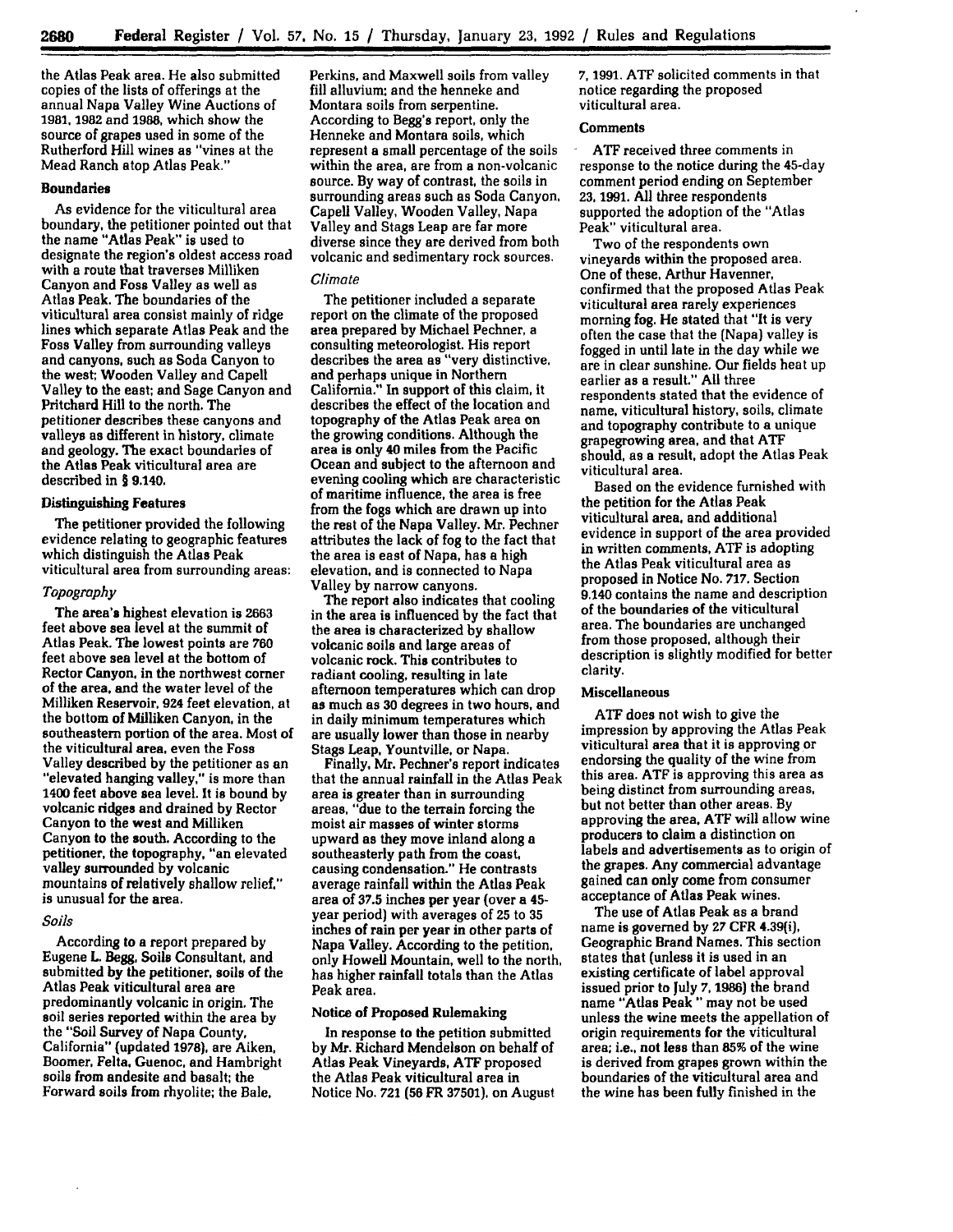the Atlas Peak area. He also submitted copies of the lists of offerings at the annual Napa Valley Wine Auctions of 1981, 1982 and 1986, which show the source of grapes used in some of the Rutherford Hill wines as "vines at the Mead Ranch atop Atlas Peak."

**Boundaries**

As evidence for the viticultural area boundary, the petitioner pointed out that the name "Atlas Peak" is used to designate the region's oldest access road with a route that traverses Milliken Canyon and Foss Valley as well as Atlas Peak. The boundaries of the viticultural area consist mainly of ridge lines which separate Atlas Peak and the Foss Valley from surrounding valleys and canyons, such as Soda Canyon to the west; Wooden Valley and Capell Valley to the east; and Sage Canyon and Pritchard Hill to the north. The petitioner describes these canyons and valleys as different in history, climate and geology. The exact boundaries of the Atlas Peak viticultural area are described in § 9.140.

**Distinguishing Features**

The petitioner provided the following evidence relating to geographic features which distinguish the Atlas Peak viticultural area from surrounding areas:

*Topography*

The area's highest elevation is 2663 feet above sea level at the summit of Atlas Peak. The lowest points are 760 feet above sea level at the bottom of Rector Canyon, in the northwest corner of the area, and the water level of the Milliken Reservoir, 924 feet elevation, at the bottom of Milliken Canyon, in the southeastern portion of the area. Most of the viticultural area, even the Foss Valley described by the petitioner as an "elevated hanging valley," is more than 1400 feet above sea level. It is bound by volcanic ridges and drained by Rector Canyon to the west and Milliken Canyon to the south. According to the petitioner, the topography, "an elevated valley surrounded by volcanic mountains of relatively shallow relief," is unusual for the area.

*Soils*

According to a report prepared by Eugene L. Begg, Soils Consultant, and submitted by the petitioner, soils of the Atlas Peak viticultural area are predominantly volcanic in origin. The soil series reported within the area by the "Soil Survey of Napa County, California" (updated 1978), are Aiken, Boomer, Felta, Guenoc, and Hambright soils from andesite and basalt; the Forward soils from rhyolite; the Bale, Perkins, and Maxwell soils from valley fill alluvium; and the henneke and Montara soils from serpentine. According to Begg's report, only the Henneke and Montara soils, which represent a small percentage of the soils within the area, are from a non-volcanic source. By way of contrast, the soils in surrounding areas such as Soda Canyon, Capell Valley, Wooden Valley, Napa Valley and Stags Leap are far more diverse since they are derived from both volcanic and sedimentary rock sources.

*Climate*

The petitioner included a separate report on the climate of the proposed area prepared by Michael Pechner, a consulting meteorologist. His report describes the area as "very distinctive, and perhaps unique in Northern California." In support of this claim, it describes the effect of the location and topography of the Atlas Peak area on the growing conditions. Although the area is only 40 miles from the Pacific Ocean and subject to the afternoon and evening cooling which are characteristic of maritime influence, the area is free from the fogs which are drawn up into the rest of the Napa Valley. Mr. Pechner attributes the lack of fog to the fact that the area is east of Napa, has a high elevation, and is connected to Napa Valley by narrow canyons.

The report also indicates that cooling in the area is influenced by the fact that the area is characterized by shallow volcanic soils and large areas of volcanic rock. This contributes to radiant cooling, resulting in late afternoon temperatures which can drop as much as 30 degrees in two hours, and in daily minimum temperatures which are usually lower than those in nearby Stags Leap, Yountville, or Napa.

Finally, Mr. Pechner's report indicates that the annual rainfall in the Atlas Peak area is greater than in surrounding areas, "due to the terrain forcing the moist air masses of winter storms upward as they move inland along a southeasterly path from the coast, causing condensation." He contrasts average rainfall within the Atlas Peak area of 37.5 inches per year (over a 45-year period) with averages of 25 to 35 inches of rain per year in other parts of Napa Valley. According to the petition, only Howell Mountain, well to the north, has higher rainfall totals than the Atlas Peak area.

**Notice of Proposed Rulemaking**

In response to the petition submitted by Mr. Richard Mendelson on behalf of Atlas Peak Vineyards, ATF proposed the Atlas Peak viticultural area in Notice No. 721 (56 FR 37501), on August 7, 1991. ATF solicited comments in that notice regarding the proposed viticultural area.

**Comments**

ATF received three comments in response to the notice during the 45-day comment period ending on September 23, 1991. All three respondents supported the adoption of the "Atlas Peak" viticultural area.

Two of the respondents own vineyards within the proposed area. One of these, Arthur Havenner, confirmed that the proposed Atlas Peak viticultural area rarely experiences morning fog. He stated that "It is very often the case that the (Napa) valley is fogged in until late in the day while we are in clear sunshine. Our fields heat up earlier as a result." All three respondents stated that the evidence of name, viticultural history, soils, climate and topography contribute to a unique grapegrowing area, and that ATF should, as a result, adopt the Atlas Peak viticultural area.

Based on the evidence furnished with the petition for the Atlas Peak viticultural area, and additional evidence in support of the area provided in written comments, ATF is adopting the Atlas Peak viticultural area as proposed in Notice No. 717. Section 9.140 contains the name and description of the boundaries of the viticultural area. The boundaries are unchanged from those proposed, although their description is slightly modified for better clarity.

**Miscellaneous**

ATF does not wish to give the impression by approving the Atlas Peak viticultural area that it is approving or endorsing the quality of the wine from this area. ATF is approving this area as being distinct from surrounding areas, but not better than other areas. By approving the area, ATF will allow wine producers to claim a distinction on labels and advertisements as to origin of the grapes. Any commercial advantage gained can only come from consumer acceptance of Atlas Peak wines.

The use of Atlas Peak as a brand name is governed by 27 CFR 4.39(i), Geographic Brand Names. This section states that (unless it is used in an existing certificate of label approval issued prior to July 7, 1986) the brand name "Atlas Peak" may not be used unless the wine meets the appellation of origin requirements for the viticultural area; i.e., not less than 85% of the wine is derived from grapes grown within the boundaries of the viticultural area and the wine has been fully finished in the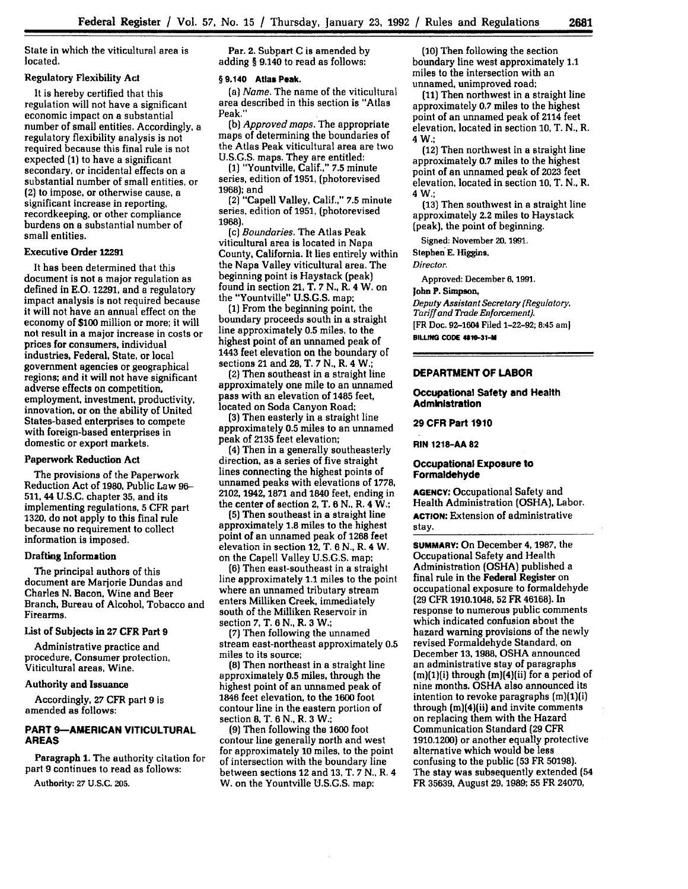State in which the viticultural area is located.

### Regulatory Flexibility Act

It is hereby certified that this regulation will not have a significant economic impact on a substantial number of small entities. Accordingly, a regulatory flexibility analysis is not required because this final rule is not expected (1) to have a significant secondary, or incidental effects on a substantial number of small entities, or (2) to impose, or otherwise cause, a significant increase in reporting, recordkeeping, or other compliance burdens on a substantial number of small entities.

### Executive Order 12291

It has been determined that this document is not a major regulation as defined in E.O. 12291, and a regulatory impact analysis is not required because it will not have an annual effect on the economy of $100 million or more; it will not result in a major increase in costs or prices for consumers, individual industries, Federal, State, or local government agencies or geographical regions; and it will not have significant adverse effects on competition, employment, investment, productivity, innovation, or on the ability of United States-based enterprises to compete with foreign-based enterprises in domestic or export markets.

### Paperwork Reduction Act

The provisions of the Paperwork Reduction Act of 1980, Public Law 96-511, 44 U.S.C. chapter 35, and its implementing regulations, 5 CFR part 1320, do not apply to this final rule because no requirement to collect information is imposed.

### Drafting Information

The principal authors of this document are Marjorie Dundas and Charles N. Bacon, Wine and Beer Branch, Bureau of Alcohol, Tobacco and Firearms.

### List of Subjects in 27 CFR Part 9

Administrative practice and procedure, Consumer protection, Viticultural areas, Wine.

### Authority and Issuance

Accordingly, 27 CFR part 9 is amended as follows:

## PART 9—AMERICAN VITICULTURAL AREAS

**Paragraph 1.** The authority citation for part 9 continues to read as follows:

Authority: 27 U.S.C. 205.

**Par. 2.** Subpart C is amended by adding § 9.140 to read as follows:

**§ 9.140 Atlas Peak.**

(a) *Name.* The name of the viticultural area described in this section is "Atlas Peak."

(b) *Approved maps.* The appropriate maps of determining the boundaries of the Atlas Peak viticultural area are two U.S.G.S. maps. They are entitled:

(1) "Yountville, Calif.," 7.5 minute series, edition of 1951, (photorevised 1968); and

(2) "Capell Valley, Calif.," 7.5 minute series, edition of 1951, (photorevised 1968).

(c) *Boundaries.* The Atlas Peak viticultural area is located in Napa County, California. It lies entirely within the Napa Valley viticultural area. The beginning point is Haystack (peak) found in section 21, T. 7 N., R. 4 W. on the "Yountville" U.S.G.S. map;

(1) From the beginning point, the boundary proceeds south in a straight line approximately 0.5 miles, to the highest point of an unnamed peak of 1443 feet elevation on the boundary of sections 21 and 28, T. 7 N., R. 4 W.;

(2) Then southeast in a straight line approximately one mile to an unnamed pass with an elevation of 1485 feet, located on Soda Canyon Road;

(3) Then easterly in a straight line approximately 0.5 miles to an unnamed peak of 2135 feet elevation;

(4) Then in a generally southeasterly direction, as a series of five straight lines connecting the highest points of unnamed peaks with elevations of 1778, 2102, 1942, 1871 and 1840 feet, ending in the center of section 2, T. 6 N., R. 4 W.;

(5) Then southeast in a straight line approximately 1.8 miles to the highest point of an unnamed peak of 1268 feet elevation in section 12, T. 6 N., R. 4 W. on the Capell Valley U.S.G.S. map;

(6) Then east-southeast in a straight line approximately 1.1 miles to the point where an unnamed tributary stream enters Milliken Creek, immediately south of the Milliken Reservoir in section 7, T. 6 N., R. 3 W.;

(7) Then following the unnamed stream east-northeast approximately 0.5 miles to its source;

(8) Then northeast in a straight line approximately 0.5 miles, through the highest point of an unnamed peak of 1846 feet elevation, to the 1600 foot contour line in the eastern portion of section 8, T. 6 N., R. 3 W.;

(9) Then following the 1600 foot contour line generally north and west for approximately 10 miles, to the point of intersection with the boundary line between sections 12 and 13, T. 7 N., R. 4 W. on the Yountville U.S.G.S. map;

(10) Then following the section boundary line west approximately 1.1 miles to the intersection with an unnamed, unimproved road;

(11) Then northwest in a straight line approximately 0.7 miles to the highest point of an unnamed peak of 2114 feet elevation, located in section 10, T. N., R. 4 W.;

(12) Then northwest in a straight line approximately 0.7 miles to the highest point of an unnamed peak of 2023 feet elevation, located in section 10, T. N., R. 4 W.;

(13) Then southwest in a straight line approximately 2.2 miles to Haystack (peak), the point of beginning.

Signed: November 20, 1991.

Stephen E. Higgins,

*Director.*

Approved: December 6, 1991.

John P. Simpson,

*Deputy Assistant Secretary (Regulatory, Tariff and Trade Enforcement).*

[FR Doc. 92-1604 Filed 1-22-92; 8:45 am]

BILLING CODE 4810-31-M

---

## DEPARTMENT OF LABOR

### Occupational Safety and Health Administration

### 29 CFR Part 1910

### RIN 1218-AA 82

### Occupational Exposure to Formaldehyde

**AGENCY:** Occupational Safety and Health Administration (OSHA), Labor.

**ACTION:** Extension of administrative stay.

**SUMMARY:** On December 4, 1987, the Occupational Safety and Health Administration (OSHA) published a final rule in the **Federal Register** on occupational exposure to formaldehyde (29 CFR 1910.1048, 52 FR 46168). In response to numerous public comments which indicated confusion about the hazard warning provisions of the newly revised Formaldehyde Standard, on December 13, 1988, OSHA announced an administrative stay of paragraphs (m)(1)(i) through (m)(4)(ii) for a period of nine months. OSHA also announced its intention to revoke paragraphs (m)(1)(i) through (m)(4)(ii) and invite comments on replacing them with the Hazard Communication Standard (29 CFR 1910.1200) or another equally protective alternative which would be less confusing to the public (53 FR 50198). The stay was subsequently extended (54 FR 35639, August 29, 1989; 55 FR 24070,